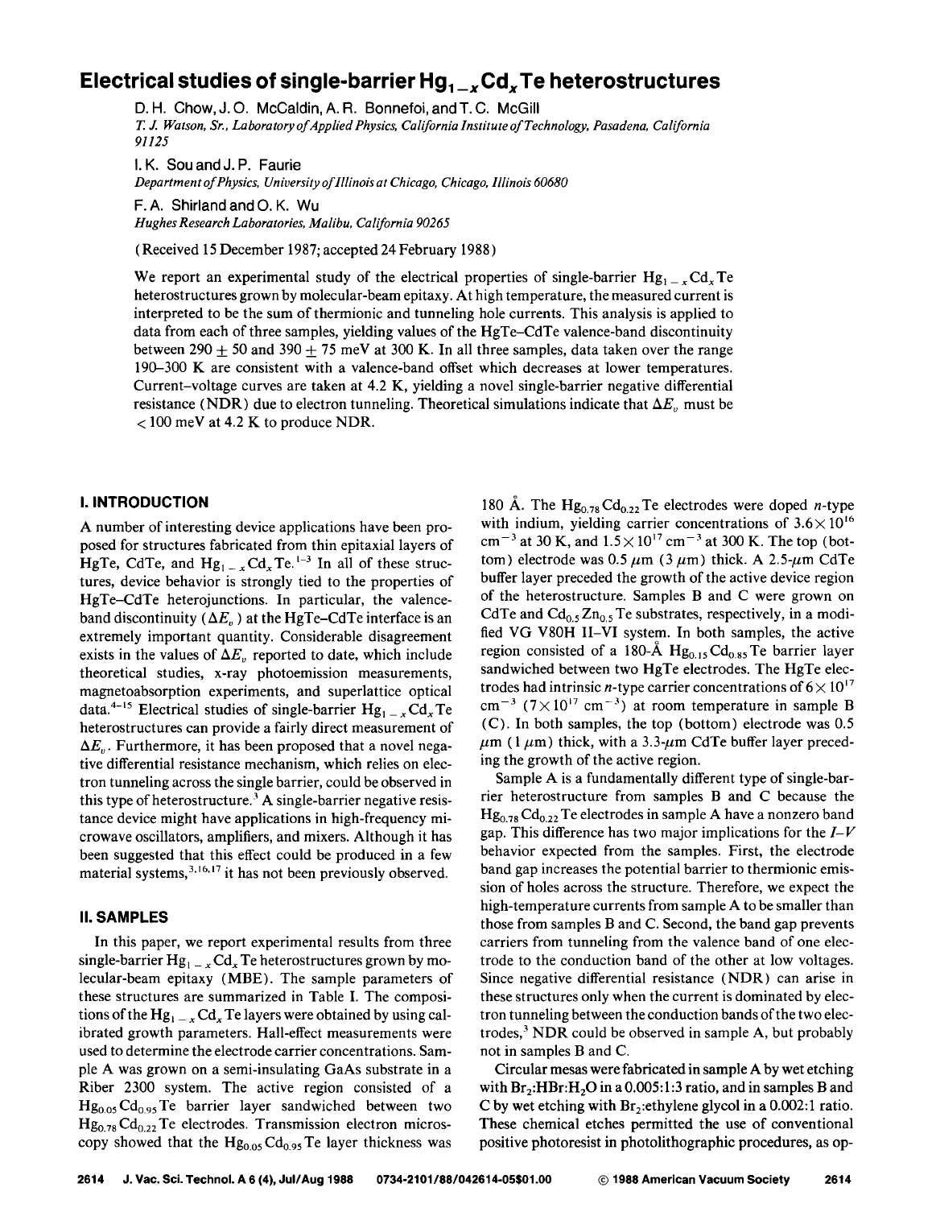# Electrical studies of single-barrier $Hg_{1-x}Cd_xTe$ heterostructures

D. H. Chow, J. O. McCaldin, A. R. Bonnefoi, and T. C. McGill

*T. J. Watson, Sr., Laboratory of Applied Physics, California Institute of Technology, Pasadena, California 91125*

I. K. Sou and J. P. Faurie

*Department of Physics, University of Illinois at Chicago, Chicago, Illinois 60680*

F. A. Shirland and O. K. Wu

*Hughes Research Laboratories, Malibu, California 90265*

(Received 15 December 1987; accepted 24 February 1988)

We report an experimental study of the electrical properties of single-barrier $Hg_{1-x}Cd_xTe$ heterostructures grown by molecular-beam epitaxy. At high temperature, the measured current is interpreted to be the sum of thermionic and tunneling hole currents. This analysis is applied to data from each of three samples, yielding values of the HgTe–CdTe valence-band discontinuity between $290 \pm 50$ and $390 \pm 75$ meV at 300 K. In all three samples, data taken over the range 190–300 K are consistent with a valence-band offset which decreases at lower temperatures. Current–voltage curves are taken at 4.2 K, yielding a novel single-barrier negative differential resistance (NDR) due to electron tunneling. Theoretical simulations indicate that $\Delta E_v$ must be $< 100$ meV at 4.2 K to produce NDR.

## I. INTRODUCTION

A number of interesting device applications have been proposed for structures fabricated from thin epitaxial layers of HgTe, CdTe, and $Hg_{1-x}Cd_xTe$.[1–3] In all of these structures, device behavior is strongly tied to the properties of HgTe–CdTe heterojunctions. In particular, the valence-band discontinuity ($\Delta E_v$) at the HgTe–CdTe interface is an extremely important quantity. Considerable disagreement exists in the values of $\Delta E_v$ reported to date, which include theoretical studies, x-ray photoemission measurements, magnetoabsorption experiments, and superlattice optical data.[4–15] Electrical studies of single-barrier $Hg_{1-x}Cd_xTe$ heterostructures can provide a fairly direct measurement of $\Delta E_v$. Furthermore, it has been proposed that a novel negative differential resistance mechanism, which relies on electron tunneling across the single barrier, could be observed in this type of heterostructure.[3] A single-barrier negative resistance device might have applications in high-frequency microwave oscillators, amplifiers, and mixers. Although it has been suggested that this effect could be produced in a few material systems,[3,16,17] it has not been previously observed.

## II. SAMPLES

In this paper, we report experimental results from three single-barrier $Hg_{1-x}Cd_xTe$ heterostructures grown by molecular-beam epitaxy (MBE). The sample parameters of these structures are summarized in Table I. The compositions of the $Hg_{1-x}Cd_xTe$ layers were obtained by using calibrated growth parameters. Hall-effect measurements were used to determine the electrode carrier concentrations. Sample A was grown on a semi-insulating GaAs substrate in a Riber 2300 system. The active region consisted of a $Hg_{0.05}Cd_{0.95}Te$ barrier layer sandwiched between two $Hg_{0.78}Cd_{0.22}Te$ electrodes. Transmission electron microscopy showed that the $Hg_{0.05}Cd_{0.95}Te$ layer thickness was 180 Å. The $Hg_{0.78}Cd_{0.22}Te$ electrodes were doped *n*-type with indium, yielding carrier concentrations of $3.6 \times 10^{16}$ $cm^{-3}$ at 30 K, and $1.5 \times 10^{17}$ $cm^{-3}$ at 300 K. The top (bottom) electrode was 0.5 $\mu$m (3 $\mu$m) thick. A 2.5-$\mu$m CdTe buffer layer preceded the growth of the active device region of the heterostructure. Samples B and C were grown on CdTe and $Cd_{0.5}Zn_{0.5}Te$ substrates, respectively, in a modified VG V80H II–VI system. In both samples, the active region consisted of a 180-Å $Hg_{0.15}Cd_{0.85}Te$ barrier layer sandwiched between two HgTe electrodes. The HgTe electrodes had intrinsic *n*-type carrier concentrations of $6 \times 10^{17}$ $cm^{-3}$ ($7 \times 10^{17}$ $cm^{-3}$) at room temperature in sample B (C). In both samples, the top (bottom) electrode was 0.5 $\mu$m (1 $\mu$m) thick, with a 3.3-$\mu$m CdTe buffer layer preceding the growth of the active region.

Sample A is a fundamentally different type of single-barrier heterostructure from samples B and C because the $Hg_{0.78}Cd_{0.22}Te$ electrodes in sample A have a nonzero band gap. This difference has two major implications for the *I–V* behavior expected from the samples. First, the electrode band gap increases the potential barrier to thermionic emission of holes across the structure. Therefore, we expect the high-temperature currents from sample A to be smaller than those from samples B and C. Second, the band gap prevents carriers from tunneling from the valence band of one electrode to the conduction band of the other at low voltages. Since negative differential resistance (NDR) can arise in these structures only when the current is dominated by electron tunneling between the conduction bands of the two electrodes,[3] NDR could be observed in sample A, but probably not in samples B and C.

Circular mesas were fabricated in sample A by wet etching with $Br_2$:HBr:$H_2O$ in a 0.005:1:3 ratio, and in samples B and C by wet etching with $Br_2$:ethylene glycol in a 0.002:1 ratio. These chemical etches permitted the use of conventional positive photoresist in photolithographic procedures, as op-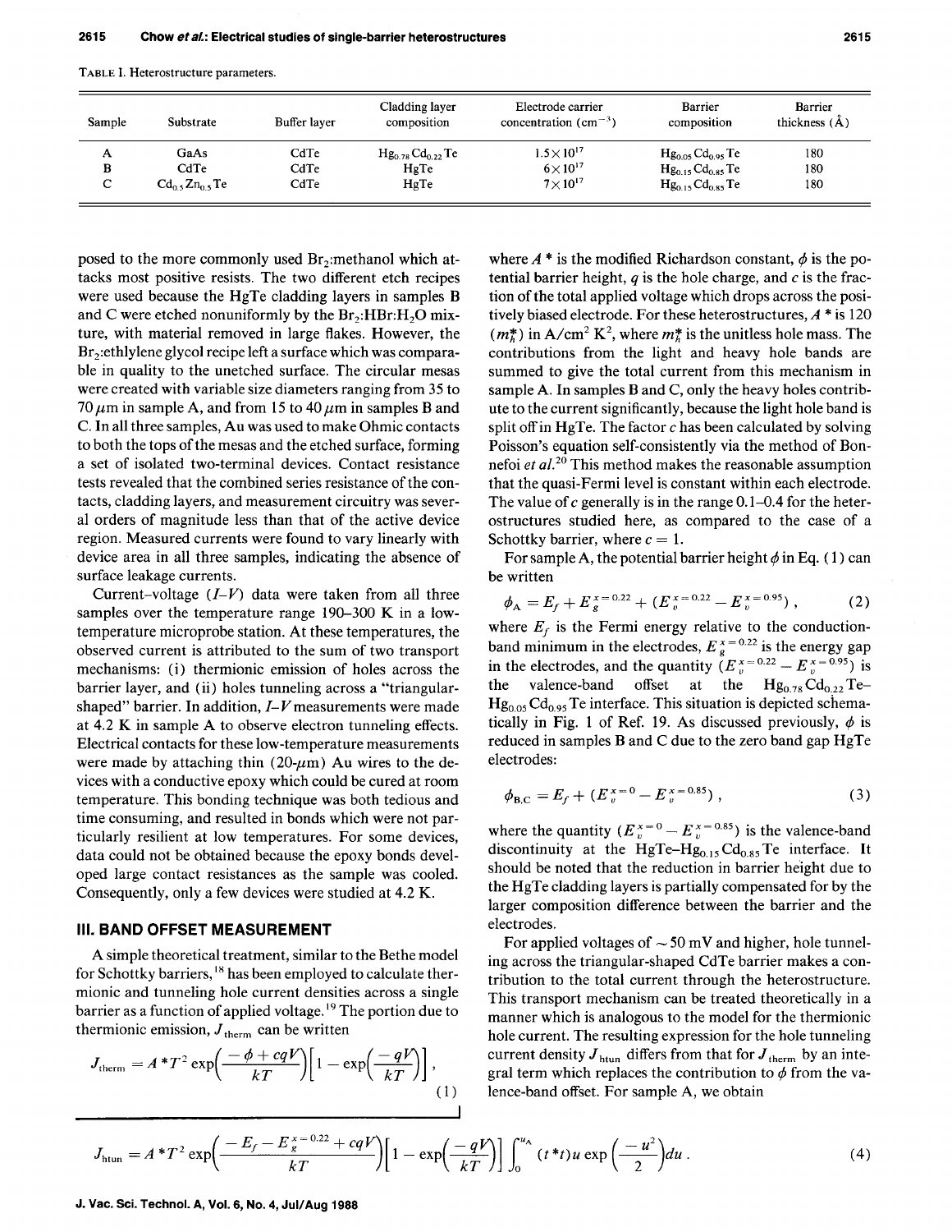TABLE I. Heterostructure parameters.

| Sample | Substrate | Buffer layer | Cladding layer composition | Electrode carrier concentration ($cm^{-3}$) | Barrier composition | Barrier thickness (Å) |
|---|---|---|---|---|---|---|
| A | GaAs | CdTe | $Hg_{0.78}Cd_{0.22}Te$ | $1.5\times 10^{17}$ | $Hg_{0.05}Cd_{0.95}Te$ | 180 |
| B | CdTe | CdTe | HgTe | $6\times 10^{17}$ | $Hg_{0.15}Cd_{0.85}Te$ | 180 |
| C | $Cd_{0.5}Zn_{0.5}Te$ | CdTe | HgTe | $7\times 10^{17}$ | $Hg_{0.15}Cd_{0.85}Te$ | 180 |

posed to the more commonly used $Br_2$:methanol which attacks most positive resists. The two different etch recipes were used because the HgTe cladding layers in samples B and C were etched nonuniformly by the $Br_2$:HBr:$H_2O$ mixture, with material removed in large flakes. However, the $Br_2$:ethlylene glycol recipe left a surface which was comparable in quality to the unetched surface. The circular mesas were created with variable size diameters ranging from 35 to 70 $\mu$m in sample A, and from 15 to 40 $\mu$m in samples B and C. In all three samples, Au was used to make Ohmic contacts to both the tops of the mesas and the etched surface, forming a set of isolated two-terminal devices. Contact resistance tests revealed that the combined series resistance of the contacts, cladding layers, and measurement circuitry was several orders of magnitude less than that of the active device region. Measured currents were found to vary linearly with device area in all three samples, indicating the absence of surface leakage currents.

Current-voltage ($I$-$V$) data were taken from all three samples over the temperature range 190–300 K in a low-temperature microprobe station. At these temperatures, the observed current is attributed to the sum of two transport mechanisms: (i) thermionic emission of holes across the barrier layer, and (ii) holes tunneling across a "triangular-shaped" barrier. In addition, $I$-$V$ measurements were made at 4.2 K in sample A to observe electron tunneling effects. Electrical contacts for these low-temperature measurements were made by attaching thin (20-$\mu$m) Au wires to the devices with a conductive epoxy which could be cured at room temperature. This bonding technique was both tedious and time consuming, and resulted in bonds which were not particularly resilient at low temperatures. For some devices, data could not be obtained because the epoxy bonds developed large contact resistances as the sample was cooled. Consequently, only a few devices were studied at 4.2 K.

## III. BAND OFFSET MEASUREMENT

A simple theoretical treatment, similar to the Bethe model for Schottky barriers,[18] has been employed to calculate thermionic and tunneling hole current densities across a single barrier as a function of applied voltage.[19] The portion due to thermionic emission, $J_{\text{therm}}$ can be written

$$J_{\text{therm}} = A^{*}T^{2}\exp\left(\frac{-\phi + cqV}{kT}\right)\left[1 - \exp\left(\frac{-qV}{kT}\right)\right], \tag{1}$$

where $A^*$ is the modified Richardson constant, $\phi$ is the potential barrier height, $q$ is the hole charge, and $c$ is the fraction of the total applied voltage which drops across the positively biased electrode. For these heterostructures, $A^*$ is 120 ($m_h^*$) in A/cm$^2$ K$^2$, where $m_h^*$ is the unitless hole mass. The contributions from the light and heavy hole bands are summed to give the total current from this mechanism in sample A. In samples B and C, only the heavy holes contribute to the current significantly, because the light hole band is split off in HgTe. The factor $c$ has been calculated by solving Poisson's equation self-consistently via the method of Bonnefoi *et al.*[20] This method makes the reasonable assumption that the quasi-Fermi level is constant within each electrode. The value of $c$ generally is in the range 0.1–0.4 for the heterostructures studied here, as compared to the case of a Schottky barrier, where $c = 1$.

For sample A, the potential barrier height $\phi$ in Eq. (1) can be written

$$\phi_{\text{A}} = E_f + E_g^{x=0.22} + (E_v^{x=0.22} - E_v^{x=0.95}), \tag{2}$$

where $E_f$ is the Fermi energy relative to the conduction-band minimum in the electrodes, $E_g^{x=0.22}$ is the energy gap in the electrodes, and the quantity $(E_v^{x=0.22} - E_v^{x=0.95})$ is the valence-band offset at the $Hg_{0.78}Cd_{0.22}Te$–$Hg_{0.05}Cd_{0.95}Te$ interface. This situation is depicted schematically in Fig. 1 of Ref. 19. As discussed previously, $\phi$ is reduced in samples B and C due to the zero band gap HgTe electrodes:

$$\phi_{\text{B,C}} = E_f + (E_v^{x=0} - E_v^{x=0.85}), \tag{3}$$

where the quantity $(E_v^{x=0} - E_v^{x=0.85})$ is the valence-band discontinuity at the HgTe–$Hg_{0.15}Cd_{0.85}Te$ interface. It should be noted that the reduction in barrier height due to the HgTe cladding layers is partially compensated for by the larger composition difference between the barrier and the electrodes.

For applied voltages of $\sim$50 mV and higher, hole tunneling across the triangular-shaped CdTe barrier makes a contribution to the total current through the heterostructure. This transport mechanism can be treated theoretically in a manner which is analogous to the model for the thermionic hole current. The resulting expression for the hole tunneling current density $J_{\text{htun}}$ differs from that for $J_{\text{therm}}$ by an integral term which replaces the contribution to $\phi$ from the valence-band offset. For sample A, we obtain

$$J_{\text{htun}} = A^{*}T^{2}\exp\left(\frac{-E_f - E_g^{x=0.22} + cqV}{kT}\right)\left[1 - \exp\left(\frac{-qV}{kT}\right)\right]\int_0^{u_{\text{A}}} (t^{*}t)u\exp\left(\frac{-u^2}{2}\right)du. \tag{4}$$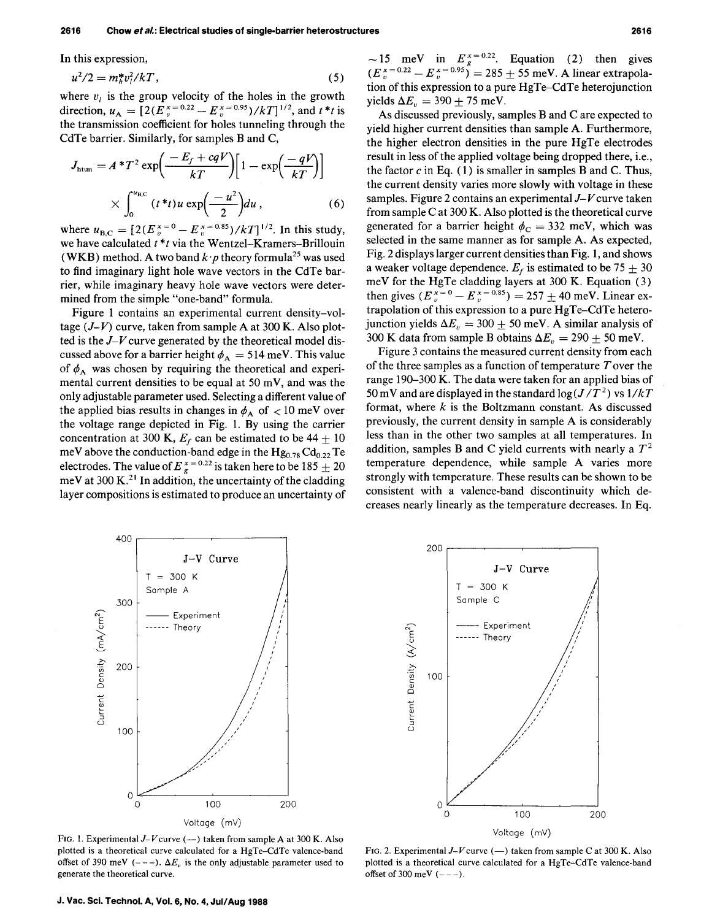In this expression,

$$u^2/2 = m_h^* v_l^2/kT, \tag{5}$$

where $v_l$ is the group velocity of the holes in the growth direction, $u_A = [2(E_v^{x=0.22} - E_v^{x=0.95})/kT]^{1/2}$, and $t^*t$ is the transmission coefficient for holes tunneling through the CdTe barrier. Similarly, for samples B and C,

$$J_{\text{htun}} = A^* T^2 \exp\left(\frac{-E_f + cqV}{kT}\right)\left[1 - \exp\left(\frac{-qV}{kT}\right)\right] \times \int_0^{u_{B,C}} (t^*t) u \exp\left(\frac{-u^2}{2}\right) du, \tag{6}$$

where $u_{B,C} = [2(E_v^{x=0} - E_v^{x=0.85})/kT]^{1/2}$. In this study, we have calculated $t^*t$ via the Wentzel–Kramers–Brillouin (WKB) method. A two band $k \cdot p$ theory formula[25] was used to find imaginary light hole wave vectors in the CdTe barrier, while imaginary heavy hole wave vectors were determined from the simple "one-band" formula.

Figure 1 contains an experimental current density–voltage ($J$–$V$) curve, taken from sample A at 300 K. Also plotted is the $J$–$V$ curve generated by the theoretical model discussed above for a barrier height $\phi_A = 514$ meV. This value of $\phi_A$ was chosen by requiring the theoretical and experimental current densities to be equal at 50 mV, and was the only adjustable parameter used. Selecting a different value of the applied bias results in changes in $\phi_A$ of $< 10$ meV over the voltage range depicted in Fig. 1. By using the carrier concentration at 300 K, $E_f$ can be estimated to be $44 \pm 10$ meV above the conduction-band edge in the $Hg_{0.78}Cd_{0.22}Te$ electrodes. The value of $E_g^{x=0.22}$ is taken here to be $185 \pm 20$ meV at 300 K.[21] In addition, the uncertainty of the cladding layer compositions is estimated to produce an uncertainty of ~15 meV in $E_g^{x=0.22}$. Equation (2) then gives $(E_v^{x=0.22} - E_v^{x=0.95}) = 285 \pm 55$ meV. A linear extrapolation of this expression to a pure HgTe–CdTe heterojunction yields $\Delta E_v = 390 \pm 75$ meV.

As discussed previously, samples B and C are expected to yield higher current densities than sample A. Furthermore, the higher electron densities in the pure HgTe electrodes result in less of the applied voltage being dropped there, i.e., the factor $c$ in Eq. (1) is smaller in samples B and C. Thus, the current density varies more slowly with voltage in these samples. Figure 2 contains an experimental $J$–$V$ curve taken from sample C at 300 K. Also plotted is the theoretical curve generated for a barrier height $\phi_C = 332$ meV, which was selected in the same manner as for sample A. As expected, Fig. 2 displays larger current densities than Fig. 1, and shows a weaker voltage dependence. $E_f$ is estimated to be $75 \pm 30$ meV for the HgTe cladding layers at 300 K. Equation (3) then gives $(E_v^{x=0} - E_v^{x=0.85}) = 257 \pm 40$ meV. Linear extrapolation of this expression to a pure HgTe–CdTe heterojunction yields $\Delta E_v = 300 \pm 50$ meV. A similar analysis of 300 K data from sample B obtains $\Delta E_v = 290 \pm 50$ meV.

Figure 3 contains the measured current density from each of the three samples as a function of temperature $T$ over the range 190–300 K. The data were taken for an applied bias of 50 mV and are displayed in the standard $\log(J/T^2)$ vs $1/kT$ format, where $k$ is the Boltzmann constant. As discussed previously, the current density in sample A is considerably less than in the other two samples at all temperatures. In addition, samples B and C yield currents with nearly a $T^2$ temperature dependence, while sample A varies more strongly with temperature. These results can be shown to be consistent with a valence-band discontinuity which decreases nearly linearly as the temperature decreases. In Eq.

FIG. 1. Experimental $J$–$V$ curve (—) taken from sample A at 300 K. Also plotted is a theoretical curve calculated for a HgTe–CdTe valence-band offset of 390 meV (- - -). $\Delta E_v$ is the only adjustable parameter used to generate the theoretical curve.

FIG. 2. Experimental $J$–$V$ curve (—) taken from sample C at 300 K. Also plotted is a theoretical curve calculated for a HgTe–CdTe valence-band offset of 300 meV (- - -).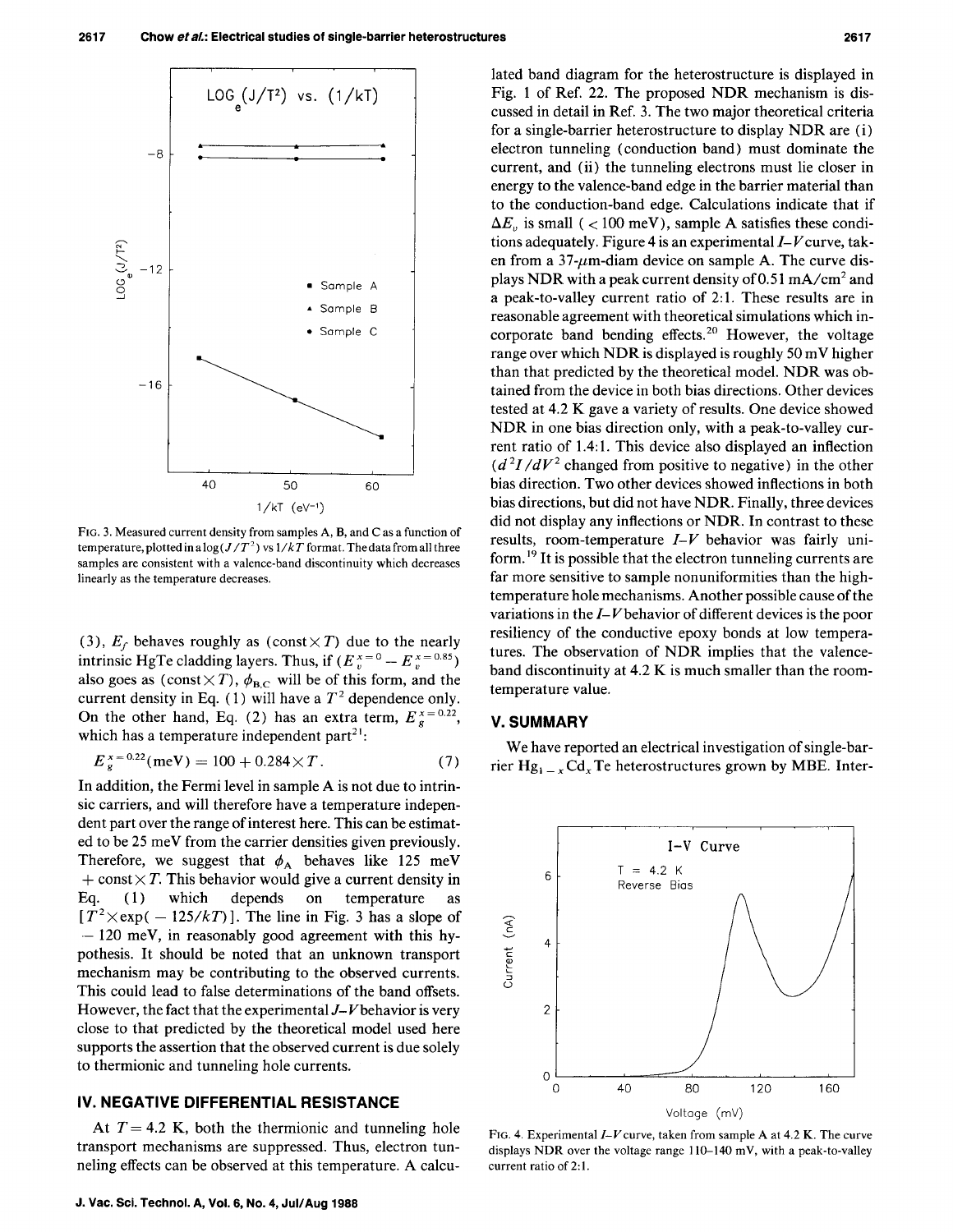FIG. 3. Measured current density from samples A, B, and C as a function of temperature, plotted in a $\log(J/T^2)$ vs $1/kT$ format. The data from all three samples are consistent with a valence-band discontinuity which decreases linearly as the temperature decreases.

(3), $E_f$ behaves roughly as (const $\times T$) due to the nearly intrinsic HgTe cladding layers. Thus, if $(E_v^{x=0} - E_v^{x=0.85})$ also goes as (const $\times T$), $\phi_{B,C}$ will be of this form, and the current density in Eq. (1) will have a $T^2$ dependence only. On the other hand, Eq. (2) has an extra term, $E_g^{x=0.22}$, which has a temperature independent part[21]:

$$E_g^{x=0.22}(\text{meV}) = 100 + 0.284 \times T. \qquad (7)$$

In addition, the Fermi level in sample A is not due to intrinsic carriers, and will therefore have a temperature independent part over the range of interest here. This can be estimated to be 25 meV from the carrier densities given previously. Therefore, we suggest that $\phi_A$ behaves like 125 meV + const $\times T$. This behavior would give a current density in Eq. (1) which depends on temperature as $[T^2 \times \exp(-125/kT)]$. The line in Fig. 3 has a slope of $-120$ meV, in reasonably good agreement with this hypothesis. It should be noted that an unknown transport mechanism may be contributing to the observed currents. This could lead to false determinations of the band offsets. However, the fact that the experimental $J$–$V$ behavior is very close to that predicted by the theoretical model used here supports the assertion that the observed current is due solely to thermionic and tunneling hole currents.

## IV. NEGATIVE DIFFERENTIAL RESISTANCE

At $T = 4.2$ K, both the thermionic and tunneling hole transport mechanisms are suppressed. Thus, electron tunneling effects can be observed at this temperature. A calculated band diagram for the heterostructure is displayed in Fig. 1 of Ref. 22. The proposed NDR mechanism is discussed in detail in Ref. 3. The two major theoretical criteria for a single-barrier heterostructure to display NDR are (i) electron tunneling (conduction band) must dominate the current, and (ii) the tunneling electrons must lie closer in energy to the valence-band edge in the barrier material than to the conduction-band edge. Calculations indicate that if $\Delta E_v$ is small (< 100 meV), sample A satisfies these conditions adequately. Figure 4 is an experimental $I$–$V$ curve, taken from a 37-$\mu$m-diam device on sample A. The curve displays NDR with a peak current density of 0.51 mA/cm$^2$ and a peak-to-valley current ratio of 2:1. These results are in reasonable agreement with theoretical simulations which incorporate band bending effects.[20] However, the voltage range over which NDR is displayed is roughly 50 mV higher than that predicted by the theoretical model. NDR was obtained from the device in both bias directions. Other devices tested at 4.2 K gave a variety of results. One device showed NDR in one bias direction only, with a peak-to-valley current ratio of 1.4:1. This device also displayed an inflection ($d^2I/dV^2$ changed from positive to negative) in the other bias direction. Two other devices showed inflections in both bias directions, but did not have NDR. Finally, three devices did not display any inflections or NDR. In contrast to these results, room-temperature $I$–$V$ behavior was fairly uniform.[19] It is possible that the electron tunneling currents are far more sensitive to sample nonuniformities than the high-temperature hole mechanisms. Another possible cause of the variations in the $I$–$V$ behavior of different devices is the poor resiliency of the conductive epoxy bonds at low temperatures. The observation of NDR implies that the valence-band discontinuity at 4.2 K is much smaller than the room-temperature value.

## V. SUMMARY

We have reported an electrical investigation of single-barrier $Hg_{1-x}Cd_xTe$ heterostructures grown by MBE. Inter-

FIG. 4. Experimental $I$–$V$ curve, taken from sample A at 4.2 K. The curve displays NDR over the voltage range 110–140 mV, with a peak-to-valley current ratio of 2:1.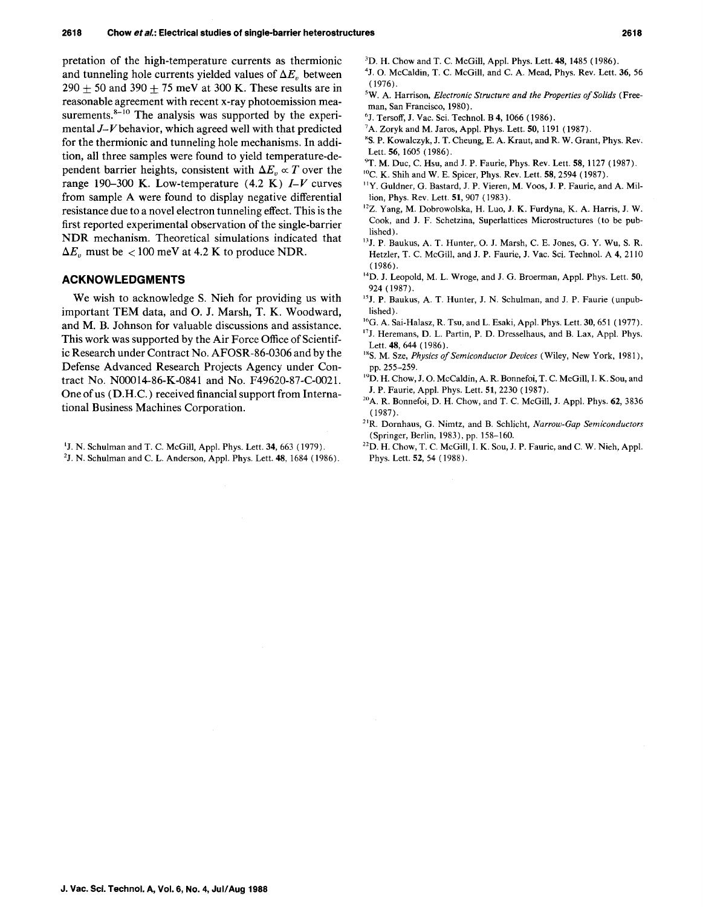pretation of the high-temperature currents as thermionic and tunneling hole currents yielded values of $\Delta E_v$ between $290 \pm 50$ and $390 \pm 75$ meV at 300 K. These results are in reasonable agreement with recent x-ray photoemission measurements.[8-10] The analysis was supported by the experimental $J$–$V$ behavior, which agreed well with that predicted for the thermionic and tunneling hole mechanisms. In addition, all three samples were found to yield temperature-dependent barrier heights, consistent with $\Delta E_v \propto T$ over the range 190–300 K. Low-temperature (4.2 K) $I$–$V$ curves from sample A were found to display negative differential resistance due to a novel electron tunneling effect. This is the first reported experimental observation of the single-barrier NDR mechanism. Theoretical simulations indicated that $\Delta E_v$ must be $< 100$ meV at 4.2 K to produce NDR.

## ACKNOWLEDGMENTS

We wish to acknowledge S. Nieh for providing us with important TEM data, and O. J. Marsh, T. K. Woodward, and M. B. Johnson for valuable discussions and assistance. This work was supported by the Air Force Office of Scientific Research under Contract No. AFOSR-86-0306 and by the Defense Advanced Research Projects Agency under Contract No. N00014-86-K-0841 and No. F49620-87-C-0021. One of us (D.H.C.) received financial support from International Business Machines Corporation.

[1] J. N. Schulman and T. C. McGill, Appl. Phys. Lett. **34**, 663 (1979).

[2] J. N. Schulman and C. L. Anderson, Appl. Phys. Lett. **48**, 1684 (1986).

[3] D. H. Chow and T. C. McGill, Appl. Phys. Lett. **48**, 1485 (1986).

[4] J. O. McCaldin, T. C. McGill, and C. A. Mead, Phys. Rev. Lett. **36**, 56 (1976).

[5] W. A. Harrison, *Electronic Structure and the Properties of Solids* (Freeman, San Francisco, 1980).

[6] J. Tersoff, J. Vac. Sci. Technol. B **4**, 1066 (1986).

[7] A. Zoryk and M. Jaros, Appl. Phys. Lett. **50**, 1191 (1987).

[8] S. P. Kowalczyk, J. T. Cheung, E. A. Kraut, and R. W. Grant, Phys. Rev. Lett. **56**, 1605 (1986).

[9] T. M. Duc, C. Hsu, and J. P. Faurie, Phys. Rev. Lett. **58**, 1127 (1987).

[10] C. K. Shih and W. E. Spicer, Phys. Rev. Lett. **58**, 2594 (1987).

[11] Y. Guldner, G. Bastard, J. P. Vieren, M. Voos, J. P. Faurie, and A. Million, Phys. Rev. Lett. **51**, 907 (1983).

[12] Z. Yang, M. Dobrowolska, H. Luo, J. K. Furdyna, K. A. Harris, J. W. Cook, and J. F. Schetzina, Superlattices Microstructures (to be published).

[13] J. P. Baukus, A. T. Hunter, O. J. Marsh, C. E. Jones, G. Y. Wu, S. R. Hetzler, T. C. McGill, and J. P. Faurie, J. Vac. Sci. Technol. A **4**, 2110 (1986).

[14] D. J. Leopold, M. L. Wroge, and J. G. Broerman, Appl. Phys. Lett. **50**, 924 (1987).

[15] J. P. Baukus, A. T. Hunter, J. N. Schulman, and J. P. Faurie (unpublished).

[16] G. A. Sai-Halasz, R. Tsu, and L. Esaki, Appl. Phys. Lett. **30**, 651 (1977).

[17] J. Heremans, D. L. Partin, P. D. Dresselhaus, and B. Lax, Appl. Phys. Lett. **48**, 644 (1986).

[18] S. M. Sze, *Physics of Semiconductor Devices* (Wiley, New York, 1981), pp. 255–259.

[19] D. H. Chow, J. O. McCaldin, A. R. Bonnefoi, T. C. McGill, I. K. Sou, and J. P. Faurie, Appl. Phys. Lett. **51**, 2230 (1987).

[20] A. R. Bonnefoi, D. H. Chow, and T. C. McGill, J. Appl. Phys. **62**, 3836 (1987).

[21] R. Dornhaus, G. Nimtz, and B. Schlicht, *Narrow-Gap Semiconductors* (Springer, Berlin, 1983), pp. 158–160.

[22] D. H. Chow, T. C. McGill, I. K. Sou, J. P. Faurie, and C. W. Nieh, Appl. Phys. Lett. **52**, 54 (1988).